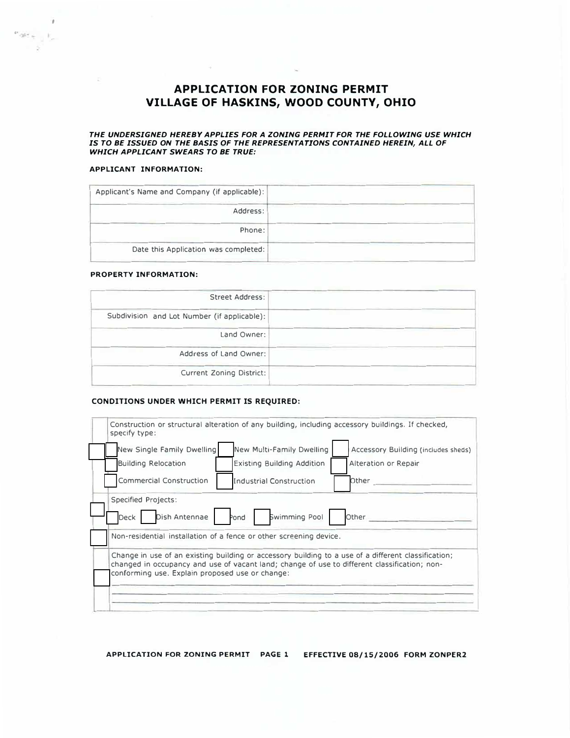# APPLICATION FOR ZONING PERMIT
# VILLAGE OF HASKINS, WOOD COUNTY, OHIO

***THE UNDERSIGNED HEREBY APPLIES FOR A ZONING PERMIT FOR THE FOLLOWING USE WHICH IS TO BE ISSUED ON THE BASIS OF THE REPRESENTATIONS CONTAINED HEREIN, ALL OF WHICH APPLICANT SWEARS TO BE TRUE:***

**APPLICANT INFORMATION:**

| | |
|---|---|
| Applicant's Name and Company (if applicable): | |
| Address: | |
| Phone: | |
| Date this Application was completed: | |

**PROPERTY INFORMATION:**

| | |
|---|---|
| Street Address: | |
| Subdivision and Lot Number (if applicable): | |
| Land Owner: | |
| Address of Land Owner: | |
| Current Zoning District: | |

**CONDITIONS UNDER WHICH PERMIT IS REQUIRED:**

☐ Construction or structural alteration of any building, including accessory buildings. If checked, specify type:

- ☐ New Single Family Dwelling ☐ New Multi-Family Dwelling ☐ Accessory Building (includes sheds)
- ☐ Building Relocation ☐ Existing Building Addition ☐ Alteration or Repair
- ☐ Commercial Construction ☐ Industrial Construction ☐ Other ____________

☐ Specified Projects:

- ☐ Deck ☐ Dish Antennae ☐ Pond ☐ Swimming Pool ☐ Other ____________

☐ Non-residential installation of a fence or other screening device.

☐ Change in use of an existing building or accessory building to a use of a different classification; changed in occupancy and use of vacant land; change of use to different classification; non-conforming use. Explain proposed use or change:

______________________________________________________________________

______________________________________________________________________

______________________________________________________________________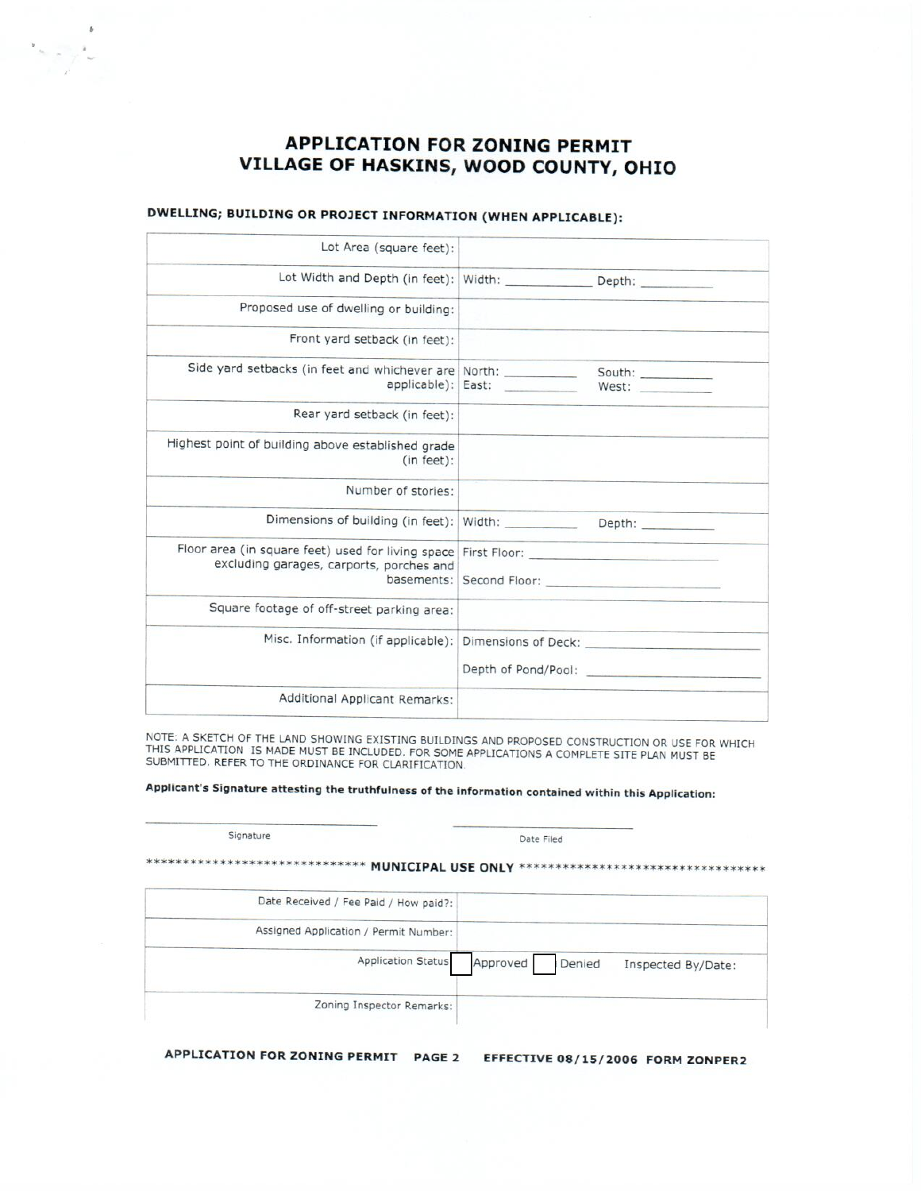# APPLICATION FOR ZONING PERMIT
# VILLAGE OF HASKINS, WOOD COUNTY, OHIO

### DWELLING; BUILDING OR PROJECT INFORMATION (WHEN APPLICABLE):

| | |
|---|---|
| Lot Area (square feet): | |
| Lot Width and Depth (in feet): | Width: ___________ Depth: __________ |
| Proposed use of dwelling or building: | |
| Front yard setback (in feet): | |
| Side yard setbacks (in feet and whichever are applicable): | North: __________ South: __________<br>East: __________ West: __________ |
| Rear yard setback (in feet): | |
| Highest point of building above established grade (in feet): | |
| Number of stories: | |
| Dimensions of building (in feet): | Width: __________ Depth: __________ |
| Floor area (in square feet) used for living space excluding garages, carports, porches and basements: | First Floor: ____________________<br>Second Floor: ____________________ |
| Square footage of off-street parking area: | |
| Misc. Information (if applicable): | Dimensions of Deck: ____________________<br>Depth of Pond/Pool: ____________________ |
| Additional Applicant Remarks: | |

NOTE: A SKETCH OF THE LAND SHOWING EXISTING BUILDINGS AND PROPOSED CONSTRUCTION OR USE FOR WHICH THIS APPLICATION IS MADE MUST BE INCLUDED. FOR SOME APPLICATIONS A COMPLETE SITE PLAN MUST BE SUBMITTED. REFER TO THE ORDINANCE FOR CLARIFICATION.

**Applicant's Signature attesting the truthfulness of the information contained within this Application:**

______________________________ ______________________________

Signature Date Filed

***************************** **MUNICIPAL USE ONLY** *********************************

| | |
|---|---|
| Date Received / Fee Paid / How paid?: | |
| Assigned Application / Permit Number: | |
| Application Status | ☐ Approved ☐ Denied Inspected By/Date: |
| Zoning Inspector Remarks: | |

**APPLICATION FOR ZONING PERMIT PAGE 2 EFFECTIVE 08/15/2006 FORM ZONPER2**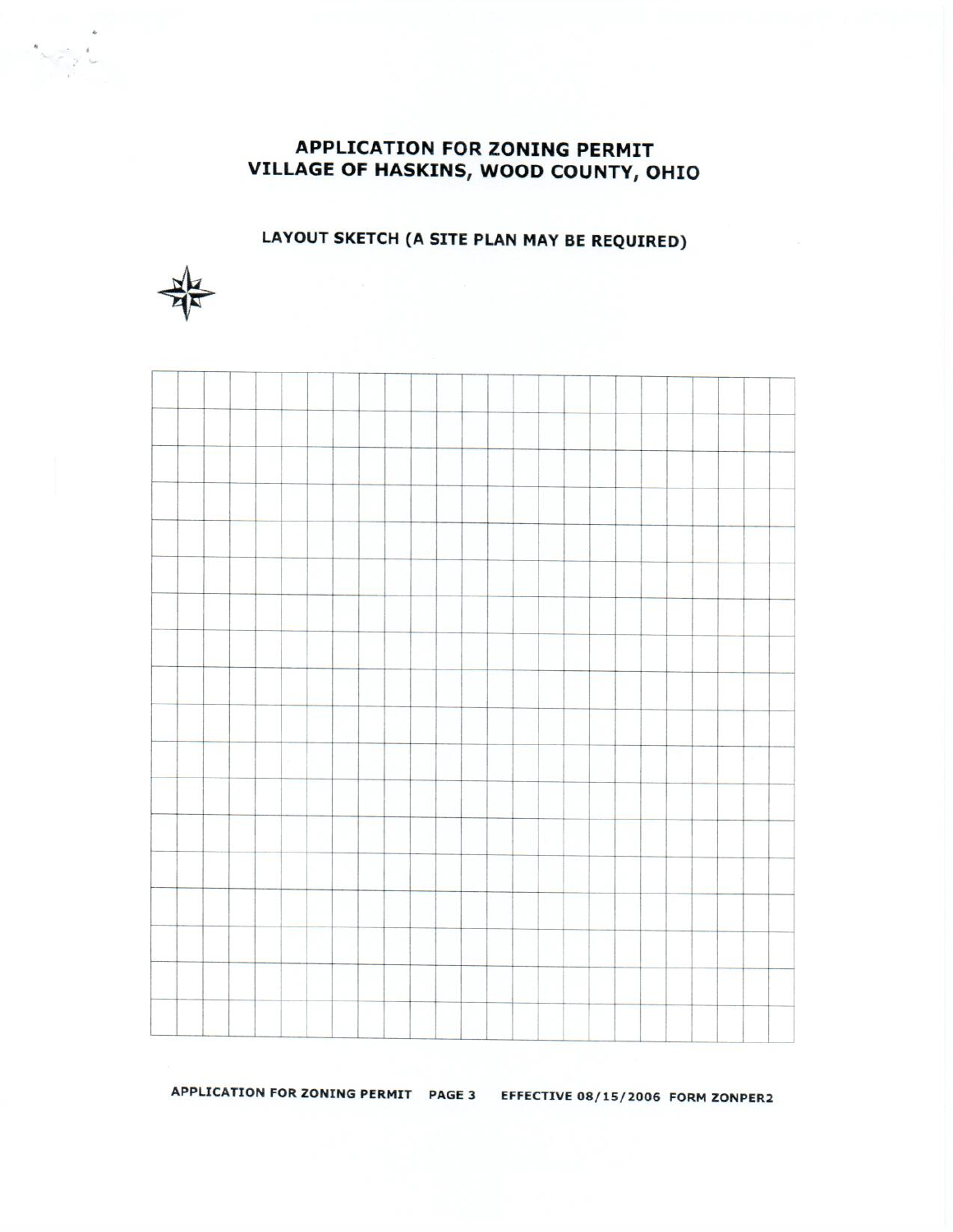# APPLICATION FOR ZONING PERMIT
# VILLAGE OF HASKINS, WOOD COUNTY, OHIO

## LAYOUT SKETCH (A SITE PLAN MAY BE REQUIRED)

APPLICATION FOR ZONING PERMIT PAGE 3 EFFECTIVE 08/15/2006 FORM ZONPER2